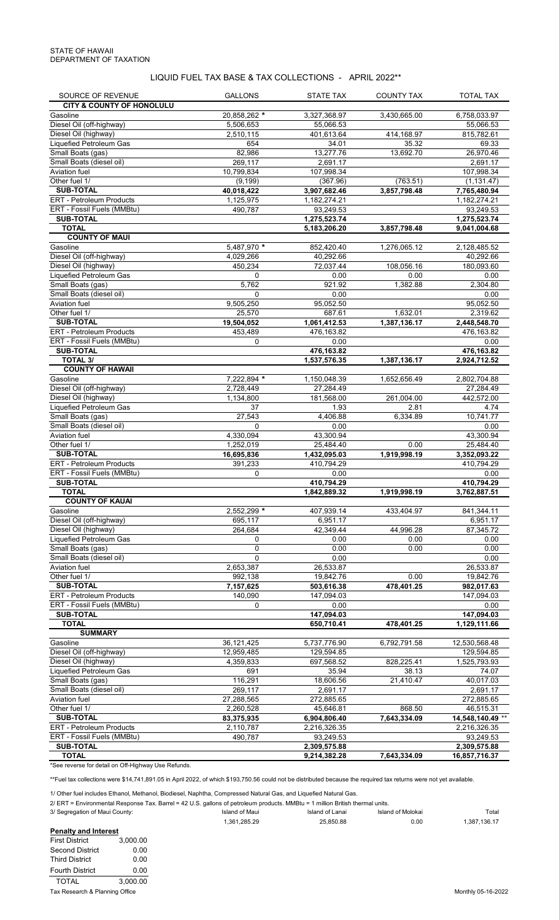STATE OF HAWAII
DEPARTMENT OF TAXATION

# LIQUID FUEL TAX BASE & TAX COLLECTIONS - APRIL 2022**

| SOURCE OF REVENUE | GALLONS | STATE TAX | COUNTY TAX | TOTAL TAX |
|---|---|---|---|---|
| **CITY & COUNTY OF HONOLULU** | | | | |
| Gasoline | 20,858,262 * | 3,327,368.97 | 3,430,665.00 | 6,758,033.97 |
| Diesel Oil (off-highway) | 5,506,653 | 55,066.53 | | 55,066.53 |
| Diesel Oil (highway) | 2,510,115 | 401,613.64 | 414,168.97 | 815,782.61 |
| Liquefied Petroleum Gas | 654 | 34.01 | 35.32 | 69.33 |
| Small Boats (gas) | 82,986 | 13,277.76 | 13,692.70 | 26,970.46 |
| Small Boats (diesel oil) | 269,117 | 2,691.17 | | 2,691.17 |
| Aviation fuel | 10,799,834 | 107,998.34 | | 107,998.34 |
| Other fuel 1/ | (9,199) | (367.96) | (763.51) | (1,131.47) |
| **SUB-TOTAL** | **40,018,422** | **3,907,682.46** | **3,857,798.48** | **7,765,480.94** |
| ERT - Petroleum Products | 1,125,975 | 1,182,274.21 | | 1,182,274.21 |
| ERT - Fossil Fuels (MMBtu) | 490,787 | 93,249.53 | | 93,249.53 |
| **SUB-TOTAL** | | **1,275,523.74** | | **1,275,523.74** |
| **TOTAL** | | **5,183,206.20** | **3,857,798.48** | **9,041,004.68** |
| **COUNTY OF MAUI** | | | | |
| Gasoline | 5,487,970 * | 852,420.40 | 1,276,065.12 | 2,128,485.52 |
| Diesel Oil (off-highway) | 4,029,266 | 40,292.66 | | 40,292.66 |
| Diesel Oil (highway) | 450,234 | 72,037.44 | 108,056.16 | 180,093.60 |
| Liquefied Petroleum Gas | 0 | 0.00 | 0.00 | 0.00 |
| Small Boats (gas) | 5,762 | 921.92 | 1,382.88 | 2,304.80 |
| Small Boats (diesel oil) | 0 | 0.00 | | 0.00 |
| Aviation fuel | 9,505,250 | 95,052.50 | | 95,052.50 |
| Other fuel 1/ | 25,570 | 687.61 | 1,632.01 | 2,319.62 |
| **SUB-TOTAL** | **19,504,052** | **1,061,412.53** | **1,387,136.17** | **2,448,548.70** |
| ERT - Petroleum Products | 453,489 | 476,163.82 | | 476,163.82 |
| ERT - Fossil Fuels (MMBtu) | 0 | 0.00 | | 0.00 |
| **SUB-TOTAL** | | **476,163.82** | | **476,163.82** |
| **TOTAL 3/** | | **1,537,576.35** | **1,387,136.17** | **2,924,712.52** |
| **COUNTY OF HAWAII** | | | | |
| Gasoline | 7,222,894 * | 1,150,048.39 | 1,652,656.49 | 2,802,704.88 |
| Diesel Oil (off-highway) | 2,728,449 | 27,284.49 | | 27,284.49 |
| Diesel Oil (highway) | 1,134,800 | 181,568.00 | 261,004.00 | 442,572.00 |
| Liquefied Petroleum Gas | 37 | 1.93 | 2.81 | 4.74 |
| Small Boats (gas) | 27,543 | 4,406.88 | 6,334.89 | 10,741.77 |
| Small Boats (diesel oil) | 0 | 0.00 | | 0.00 |
| Aviation fuel | 4,330,094 | 43,300.94 | | 43,300.94 |
| Other fuel 1/ | 1,252,019 | 25,484.40 | 0.00 | 25,484.40 |
| **SUB-TOTAL** | **16,695,836** | **1,432,095.03** | **1,919,998.19** | **3,352,093.22** |
| ERT - Petroleum Products | 391,233 | 410,794.29 | | 410,794.29 |
| ERT - Fossil Fuels (MMBtu) | 0 | 0.00 | | 0.00 |
| **SUB-TOTAL** | | **410,794.29** | | **410,794.29** |
| **TOTAL** | | **1,842,889.32** | **1,919,998.19** | **3,762,887.51** |
| **COUNTY OF KAUAI** | | | | |
| Gasoline | 2,552,299 * | 407,939.14 | 433,404.97 | 841,344.11 |
| Diesel Oil (off-highway) | 695,117 | 6,951.17 | | 6,951.17 |
| Diesel Oil (highway) | 264,684 | 42,349.44 | 44,996.28 | 87,345.72 |
| Liquefied Petroleum Gas | 0 | 0.00 | 0.00 | 0.00 |
| Small Boats (gas) | 0 | 0.00 | 0.00 | 0.00 |
| Small Boats (diesel oil) | 0 | 0.00 | | 0.00 |
| Aviation fuel | 2,653,387 | 26,533.87 | | 26,533.87 |
| Other fuel 1/ | 992,138 | 19,842.76 | 0.00 | 19,842.76 |
| **SUB-TOTAL** | **7,157,625** | **503,616.38** | **478,401.25** | **982,017.63** |
| ERT - Petroleum Products | 140,090 | 147,094.03 | | 147,094.03 |
| ERT - Fossil Fuels (MMBtu) | 0 | 0.00 | | 0.00 |
| **SUB-TOTAL** | | **147,094.03** | | **147,094.03** |
| **TOTAL** | | **650,710.41** | **478,401.25** | **1,129,111.66** |
| **SUMMARY** | | | | |
| Gasoline | 36,121,425 | 5,737,776.90 | 6,792,791.58 | 12,530,568.48 |
| Diesel Oil (off-highway) | 12,959,485 | 129,594.85 | | 129,594.85 |
| Diesel Oil (highway) | 4,359,833 | 697,568.52 | 828,225.41 | 1,525,793.93 |
| Liquefied Petroleum Gas | 691 | 35.94 | 38.13 | 74.07 |
| Small Boats (gas) | 116,291 | 18,606.56 | 21,410.47 | 40,017.03 |
| Small Boats (diesel oil) | 269,117 | 2,691.17 | | 2,691.17 |
| Aviation fuel | 27,288,565 | 272,885.65 | | 272,885.65 |
| Other fuel 1/ | 2,260,528 | 45,646.81 | 868.50 | 46,515.31 |
| **SUB-TOTAL** | **83,375,935** | **6,904,806.40** | **7,643,334.09** | **14,548,140.49 \*\*** |
| ERT - Petroleum Products | 2,110,787 | 2,216,326.35 | | 2,216,326.35 |
| ERT - Fossil Fuels (MMBtu) | 490,787 | 93,249.53 | | 93,249.53 |
| **SUB-TOTAL** | | **2,309,575.88** | | **2,309,575.88** |
| **TOTAL** | | **9,214,382.28** | **7,643,334.09** | **16,857,716.37** |

*See reverse for detail on Off-Highway Use Refunds.

**Fuel tax collections were $14,741,891.05 in April 2022, of which $193,750.56 could not be distributed because the required tax returns were not yet available.

1/ Other fuel includes Ethanol, Methanol, Biodiesel, Naphtha, Compressed Natural Gas, and Liquefied Natural Gas.

2/ ERT = Environmental Response Tax. Barrel = 42 U.S. gallons of petroleum products. MMBtu = 1 million British thermal units.

| 3/ Segregation of Maui County: | Island of Maui | Island of Lanai | Island of Molokai | Total |
|---|---|---|---|---|
| | 1,361,285.29 | 25,850.88 | 0.00 | 1,387,136.17 |

**Penalty and Interest**

| | |
|---|---|
| First District | 3,000.00 |
| Second District | 0.00 |
| Third District | 0.00 |
| Fourth District | 0.00 |
| TOTAL | 3,000.00 |

Tax Research & Planning Office

Monthly 05-16-2022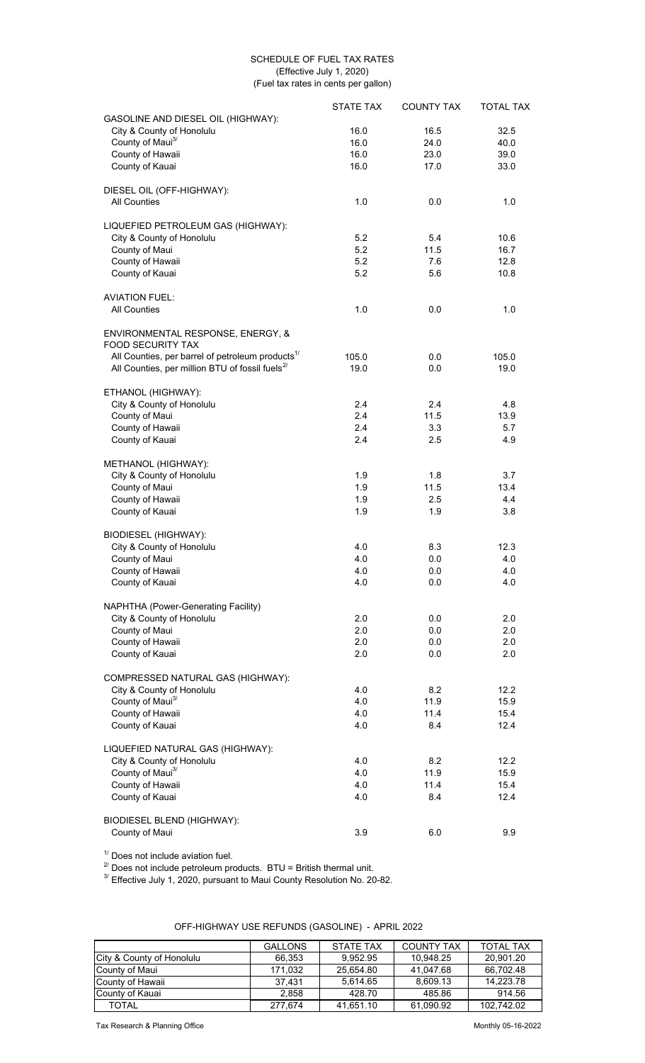# SCHEDULE OF FUEL TAX RATES

(Effective July 1, 2020)

(Fuel tax rates in cents per gallon)

| | STATE TAX | COUNTY TAX | TOTAL TAX |
|---|---|---|---|
| **GASOLINE AND DIESEL OIL (HIGHWAY):** | | | |
| City & County of Honolulu | 16.0 | 16.5 | 32.5 |
| County of Maui[3/] | 16.0 | 24.0 | 40.0 |
| County of Hawaii | 16.0 | 23.0 | 39.0 |
| County of Kauai | 16.0 | 17.0 | 33.0 |
| **DIESEL OIL (OFF-HIGHWAY):** | | | |
| All Counties | 1.0 | 0.0 | 1.0 |
| **LIQUEFIED PETROLEUM GAS (HIGHWAY):** | | | |
| City & County of Honolulu | 5.2 | 5.4 | 10.6 |
| County of Maui | 5.2 | 11.5 | 16.7 |
| County of Hawaii | 5.2 | 7.6 | 12.8 |
| County of Kauai | 5.2 | 5.6 | 10.8 |
| **AVIATION FUEL:** | | | |
| All Counties | 1.0 | 0.0 | 1.0 |
| **ENVIRONMENTAL RESPONSE, ENERGY, & FOOD SECURITY TAX** | | | |
| All Counties, per barrel of petroleum products[1/] | 105.0 | 0.0 | 105.0 |
| All Counties, per million BTU of fossil fuels[2/] | 19.0 | 0.0 | 19.0 |
| **ETHANOL (HIGHWAY):** | | | |
| City & County of Honolulu | 2.4 | 2.4 | 4.8 |
| County of Maui | 2.4 | 11.5 | 13.9 |
| County of Hawaii | 2.4 | 3.3 | 5.7 |
| County of Kauai | 2.4 | 2.5 | 4.9 |
| **METHANOL (HIGHWAY):** | | | |
| City & County of Honolulu | 1.9 | 1.8 | 3.7 |
| County of Maui | 1.9 | 11.5 | 13.4 |
| County of Hawaii | 1.9 | 2.5 | 4.4 |
| County of Kauai | 1.9 | 1.9 | 3.8 |
| **BIODIESEL (HIGHWAY):** | | | |
| City & County of Honolulu | 4.0 | 8.3 | 12.3 |
| County of Maui | 4.0 | 0.0 | 4.0 |
| County of Hawaii | 4.0 | 0.0 | 4.0 |
| County of Kauai | 4.0 | 0.0 | 4.0 |
| **NAPHTHA (Power-Generating Facility)** | | | |
| City & County of Honolulu | 2.0 | 0.0 | 2.0 |
| County of Maui | 2.0 | 0.0 | 2.0 |
| County of Hawaii | 2.0 | 0.0 | 2.0 |
| County of Kauai | 2.0 | 0.0 | 2.0 |
| **COMPRESSED NATURAL GAS (HIGHWAY):** | | | |
| City & County of Honolulu | 4.0 | 8.2 | 12.2 |
| County of Maui[3/] | 4.0 | 11.9 | 15.9 |
| County of Hawaii | 4.0 | 11.4 | 15.4 |
| County of Kauai | 4.0 | 8.4 | 12.4 |
| **LIQUEFIED NATURAL GAS (HIGHWAY):** | | | |
| City & County of Honolulu | 4.0 | 8.2 | 12.2 |
| County of Maui[3/] | 4.0 | 11.9 | 15.9 |
| County of Hawaii | 4.0 | 11.4 | 15.4 |
| County of Kauai | 4.0 | 8.4 | 12.4 |
| **BIODIESEL BLEND (HIGHWAY):** | | | |
| County of Maui | 3.9 | 6.0 | 9.9 |

[1/] Does not include aviation fuel.

[2/] Does not include petroleum products. BTU = British thermal unit.

[3/] Effective July 1, 2020, pursuant to Maui County Resolution No. 20-82.

## OFF-HIGHWAY USE REFUNDS (GASOLINE) - APRIL 2022

| | GALLONS | STATE TAX | COUNTY TAX | TOTAL TAX |
|---|---|---|---|---|
| City & County of Honolulu | 66,353 | 9,952.95 | 10,948.25 | 20,901.20 |
| County of Maui | 171,032 | 25,654.80 | 41,047.68 | 66,702.48 |
| County of Hawaii | 37,431 | 5,614.65 | 8,609.13 | 14,223.78 |
| County of Kauai | 2,858 | 428.70 | 485.86 | 914.56 |
| TOTAL | 277,674 | 41,651.10 | 61,090.92 | 102,742.02 |

Tax Research & Planning Office

Monthly 05-16-2022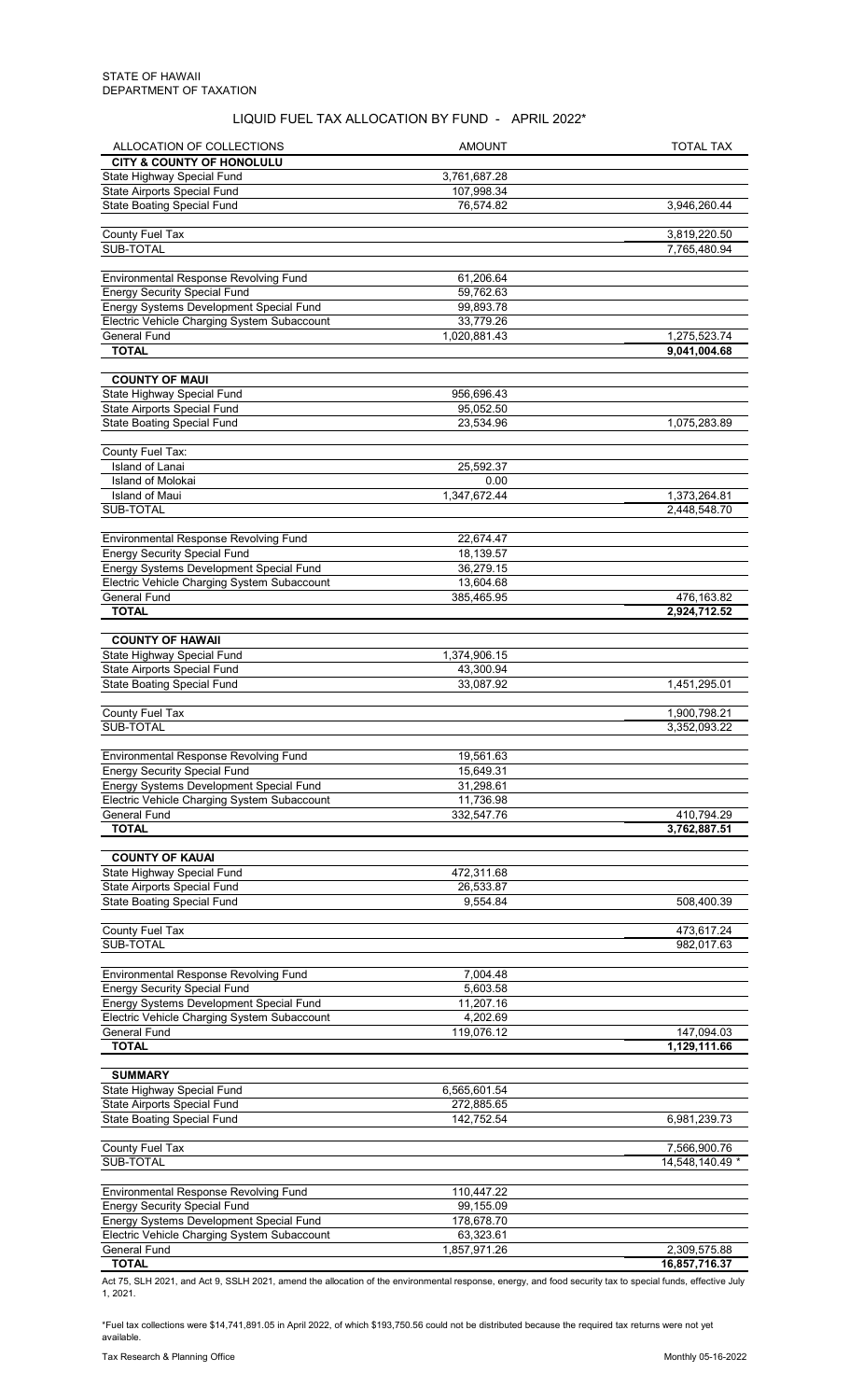STATE OF HAWAII
DEPARTMENT OF TAXATION

## LIQUID FUEL TAX ALLOCATION BY FUND - APRIL 2022*

| ALLOCATION OF COLLECTIONS | AMOUNT | TOTAL TAX |
|---|---|---|
| **CITY & COUNTY OF HONOLULU** | | |
| State Highway Special Fund | 3,761,687.28 | |
| State Airports Special Fund | 107,998.34 | |
| State Boating Special Fund | 76,574.82 | 3,946,260.44 |
| | | |
| County Fuel Tax | | 3,819,220.50 |
| SUB-TOTAL | | 7,765,480.94 |
| | | |
| Environmental Response Revolving Fund | 61,206.64 | |
| Energy Security Special Fund | 59,762.63 | |
| Energy Systems Development Special Fund | 99,893.78 | |
| Electric Vehicle Charging System Subaccount | 33,779.26 | |
| General Fund | 1,020,881.43 | 1,275,523.74 |
| **TOTAL** | | **9,041,004.68** |
| | | |
| **COUNTY OF MAUI** | | |
| State Highway Special Fund | 956,696.43 | |
| State Airports Special Fund | 95,052.50 | |
| State Boating Special Fund | 23,534.96 | 1,075,283.89 |
| | | |
| County Fuel Tax: | | |
| Island of Lanai | 25,592.37 | |
| Island of Molokai | 0.00 | |
| Island of Maui | 1,347,672.44 | 1,373,264.81 |
| SUB-TOTAL | | 2,448,548.70 |
| | | |
| Environmental Response Revolving Fund | 22,674.47 | |
| Energy Security Special Fund | 18,139.57 | |
| Energy Systems Development Special Fund | 36,279.15 | |
| Electric Vehicle Charging System Subaccount | 13,604.68 | |
| General Fund | 385,465.95 | 476,163.82 |
| **TOTAL** | | **2,924,712.52** |
| | | |
| **COUNTY OF HAWAII** | | |
| State Highway Special Fund | 1,374,906.15 | |
| State Airports Special Fund | 43,300.94 | |
| State Boating Special Fund | 33,087.92 | 1,451,295.01 |
| | | |
| County Fuel Tax | | 1,900,798.21 |
| SUB-TOTAL | | 3,352,093.22 |
| | | |
| Environmental Response Revolving Fund | 19,561.63 | |
| Energy Security Special Fund | 15,649.31 | |
| Energy Systems Development Special Fund | 31,298.61 | |
| Electric Vehicle Charging System Subaccount | 11,736.98 | |
| General Fund | 332,547.76 | 410,794.29 |
| **TOTAL** | | **3,762,887.51** |
| | | |
| **COUNTY OF KAUAI** | | |
| State Highway Special Fund | 472,311.68 | |
| State Airports Special Fund | 26,533.87 | |
| State Boating Special Fund | 9,554.84 | 508,400.39 |
| | | |
| County Fuel Tax | | 473,617.24 |
| SUB-TOTAL | | 982,017.63 |
| | | |
| Environmental Response Revolving Fund | 7,004.48 | |
| Energy Security Special Fund | 5,603.58 | |
| Energy Systems Development Special Fund | 11,207.16 | |
| Electric Vehicle Charging System Subaccount | 4,202.69 | |
| General Fund | 119,076.12 | 147,094.03 |
| **TOTAL** | | **1,129,111.66** |
| | | |
| **SUMMARY** | | |
| State Highway Special Fund | 6,565,601.54 | |
| State Airports Special Fund | 272,885.65 | |
| State Boating Special Fund | 142,752.54 | 6,981,239.73 |
| | | |
| County Fuel Tax | | 7,566,900.76 |
| SUB-TOTAL | | 14,548,140.49 * |
| | | |
| Environmental Response Revolving Fund | 110,447.22 | |
| Energy Security Special Fund | 99,155.09 | |
| Energy Systems Development Special Fund | 178,678.70 | |
| Electric Vehicle Charging System Subaccount | 63,323.61 | |
| General Fund | 1,857,971.26 | 2,309,575.88 |
| **TOTAL** | | **16,857,716.37** |

Act 75, SLH 2021, and Act 9, SSLH 2021, amend the allocation of the environmental response, energy, and food security tax to special funds, effective July 1, 2021.

*Fuel tax collections were $14,741,891.05 in April 2022, of which $193,750.56 could not be distributed because the required tax returns were not yet available.

Tax Research & Planning Office

Monthly 05-16-2022